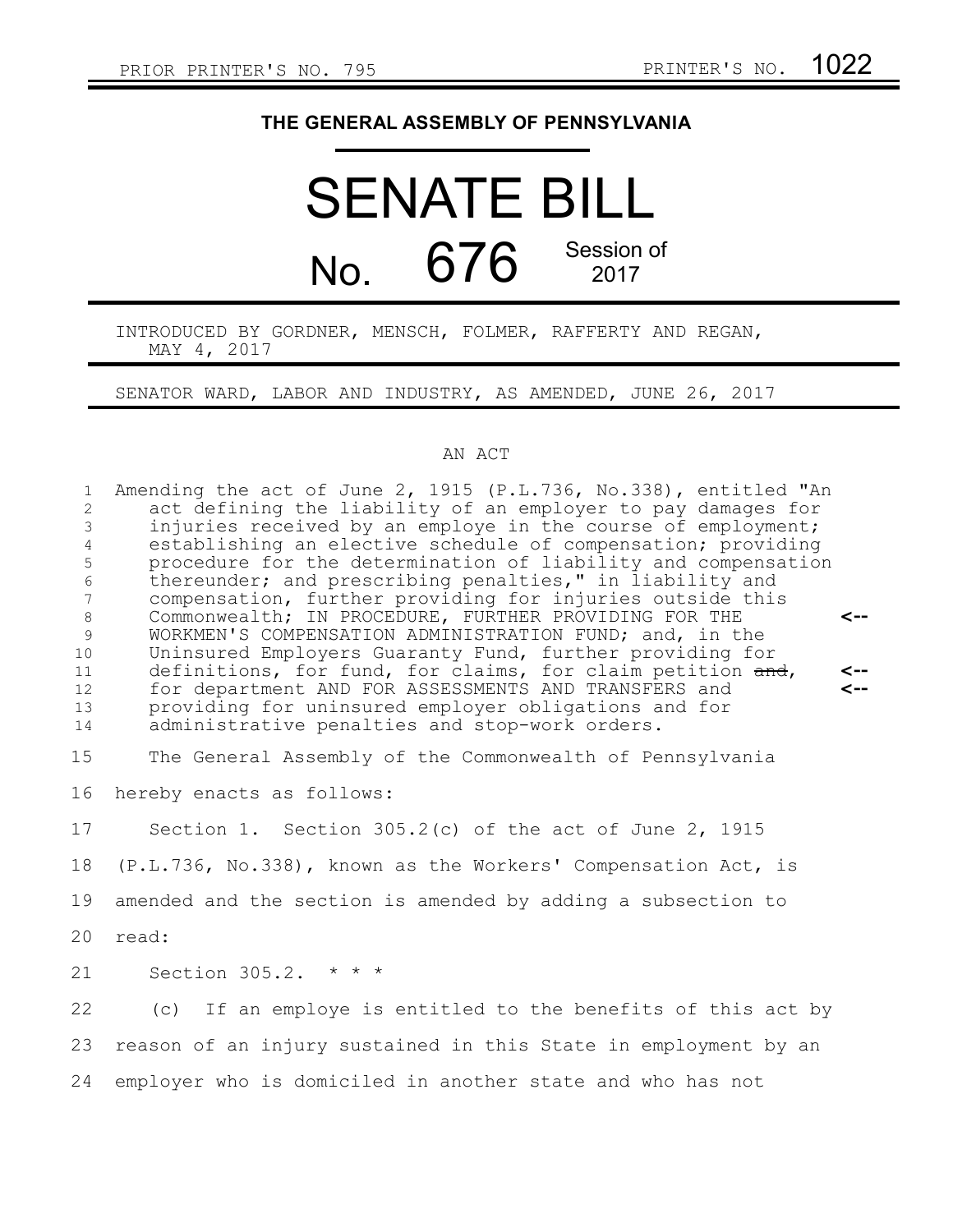PRIOR PRINTER'S NO. 795 PRINTER'S NO. 1022

# THE GENERAL ASSEMBLY OF PENNSYLVANIA

# SENATE BILL

# No. 676 Session of 2017

INTRODUCED BY GORDNER, MENSCH, FOLMER, RAFFERTY AND REGAN, MAY 4, 2017

SENATOR WARD, LABOR AND INDUSTRY, AS AMENDED, JUNE 26, 2017

AN ACT

Amending the act of June 2, 1915 (P.L.736, No.338), entitled "An act defining the liability of an employer to pay damages for injuries received by an employe in the course of employment; establishing an elective schedule of compensation; providing procedure for the determination of liability and compensation thereunder; and prescribing penalties," in liability and compensation, further providing for injuries outside this Commonwealth; IN PROCEDURE, FURTHER PROVIDING FOR THE WORKMEN'S COMPENSATION ADMINISTRATION FUND; and, in the Uninsured Employers Guaranty Fund, further providing for definitions, for fund, for claims, for claim petition ~~and~~, for department AND FOR ASSESSMENTS AND TRANSFERS and providing for uninsured employer obligations and for administrative penalties and stop-work orders.

The General Assembly of the Commonwealth of Pennsylvania hereby enacts as follows:

Section 1. Section 305.2(c) of the act of June 2, 1915 (P.L.736, No.338), known as the Workers' Compensation Act, is amended and the section is amended by adding a subsection to read:

Section 305.2. * * *

(c) If an employe is entitled to the benefits of this act by reason of an injury sustained in this State in employment by an employer who is domiciled in another state and who has not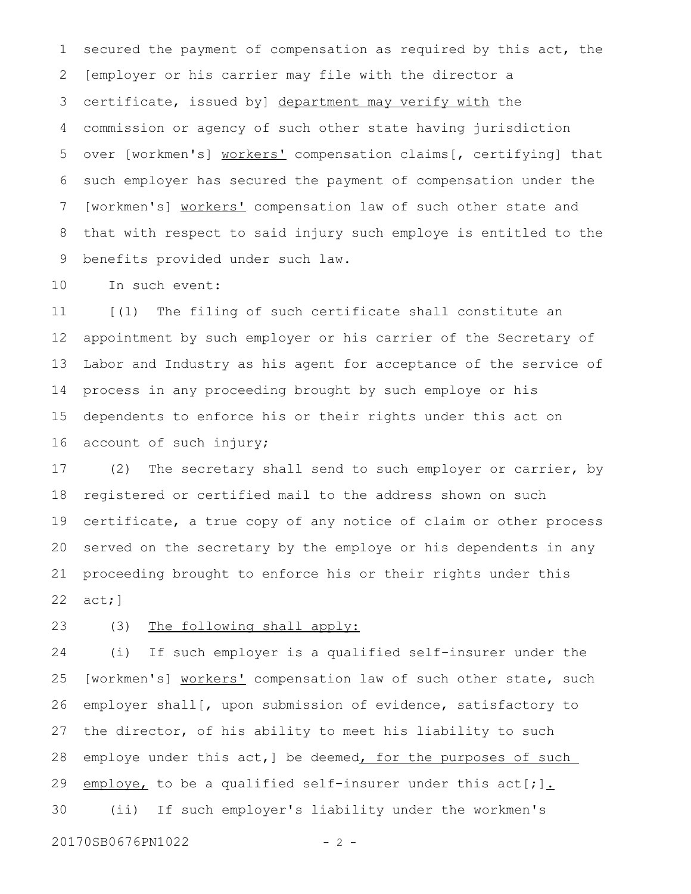secured the payment of compensation as required by this act, the [employer or his carrier may file with the director a certificate, issued by] <u>department may verify with</u> the commission or agency of such other state having jurisdiction over [workmen's] <u>workers'</u> compensation claims[, certifying] that such employer has secured the payment of compensation under the [workmen's] <u>workers'</u> compensation law of such other state and that with respect to said injury such employe is entitled to the benefits provided under such law.

In such event:

[(1) The filing of such certificate shall constitute an appointment by such employer or his carrier of the Secretary of Labor and Industry as his agent for acceptance of the service of process in any proceeding brought by such employe or his dependents to enforce his or their rights under this act on account of such injury;

(2) The secretary shall send to such employer or carrier, by registered or certified mail to the address shown on such certificate, a true copy of any notice of claim or other process served on the secretary by the employe or his dependents in any proceeding brought to enforce his or their rights under this act;]

(3) <u>The following shall apply:</u>

(i) If such employer is a qualified self-insurer under the [workmen's] <u>workers'</u> compensation law of such other state, such employer shall[, upon submission of evidence, satisfactory to the director, of his ability to meet his liability to such employe under this act,] be deemed<u>, for the purposes of such employe,</u> to be a qualified self-insurer under this act[;]<u>.</u>

(ii) If such employer's liability under the workmen's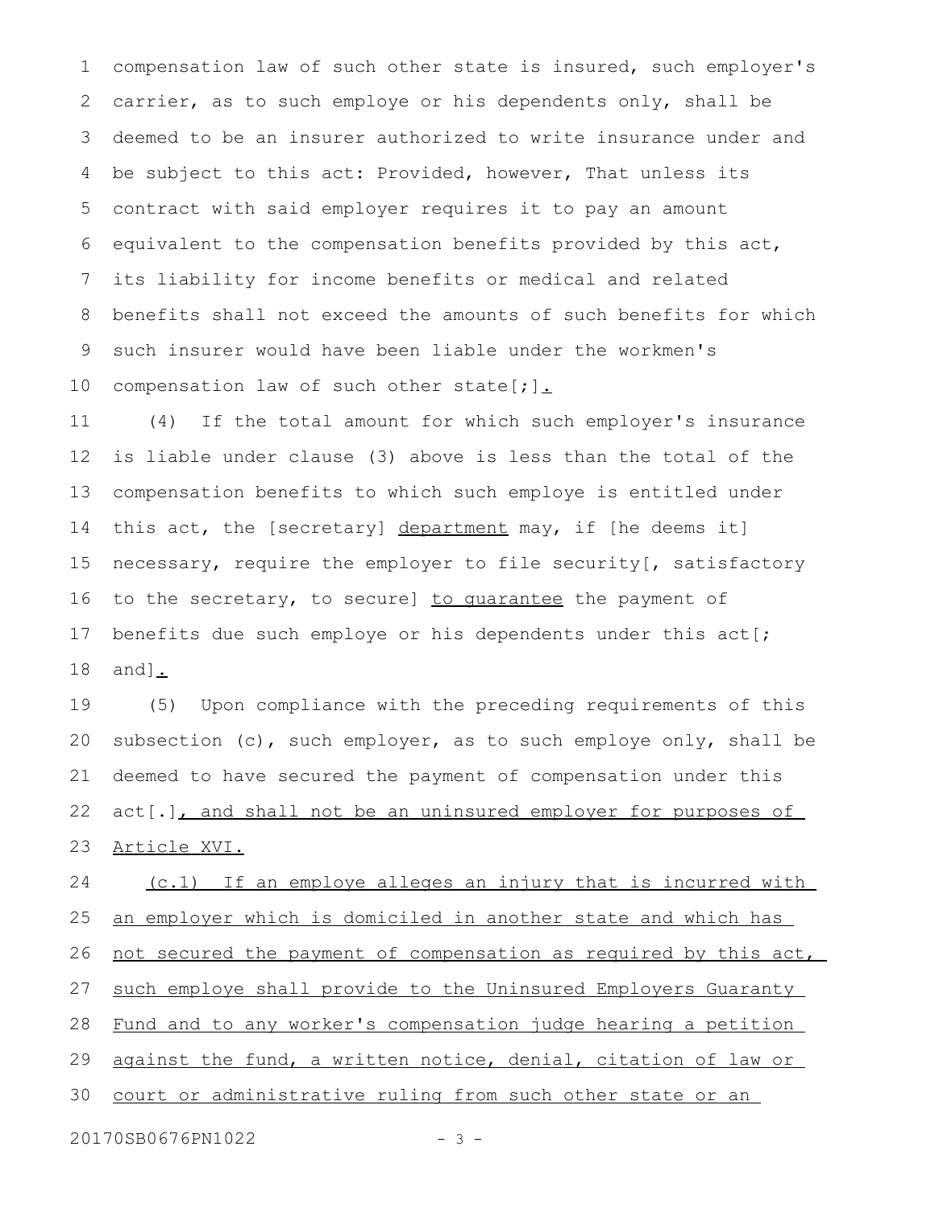compensation law of such other state is insured, such employer's carrier, as to such employe or his dependents only, shall be deemed to be an insurer authorized to write insurance under and be subject to this act: Provided, however, That unless its contract with said employer requires it to pay an amount equivalent to the compensation benefits provided by this act, its liability for income benefits or medical and related benefits shall not exceed the amounts of such benefits for which such insurer would have been liable under the workmen's compensation law of such other state[;]<u>.</u>

(4) If the total amount for which such employer's insurance is liable under clause (3) above is less than the total of the compensation benefits to which such employe is entitled under this act, the [secretary] <u>department</u> may, if [he deems it] necessary, require the employer to file security[, satisfactory to the secretary, to secure] <u>to guarantee</u> the payment of benefits due such employe or his dependents under this act[; and]<u>.</u>

(5) Upon compliance with the preceding requirements of this subsection (c), such employer, as to such employe only, shall be deemed to have secured the payment of compensation under this act[.]<u>, and shall not be an uninsured employer for purposes of Article XVI.</u>

<u>(c.1) If an employe alleges an injury that is incurred with an employer which is domiciled in another state and which has not secured the payment of compensation as required by this act, such employe shall provide to the Uninsured Employers Guaranty Fund and to any worker's compensation judge hearing a petition against the fund, a written notice, denial, citation of law or court or administrative ruling from such other state or an</u>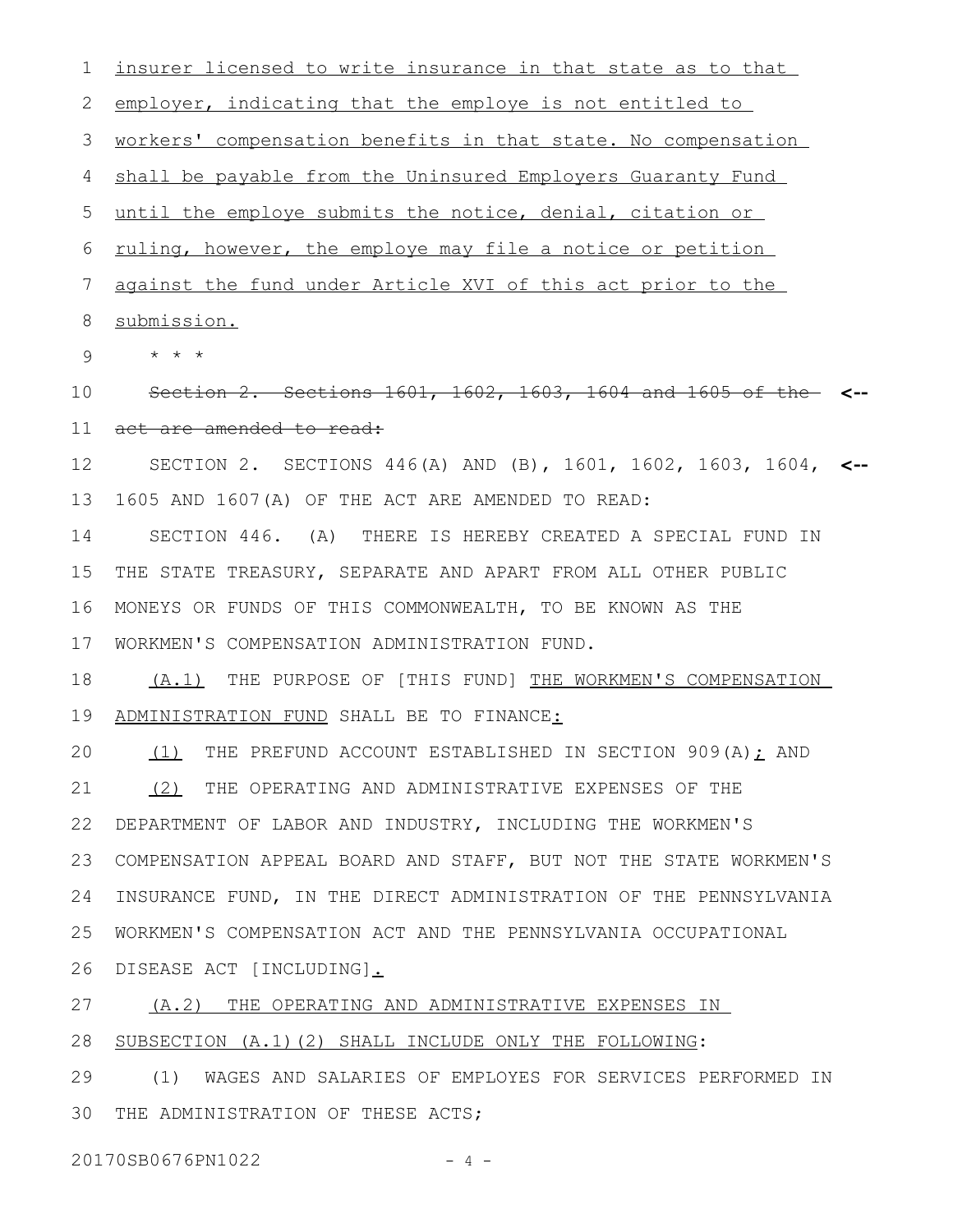insurer licensed to write insurance in that state as to that employer, indicating that the employe is not entitled to workers' compensation benefits in that state. No compensation shall be payable from the Uninsured Employers Guaranty Fund until the employe submits the notice, denial, citation or ruling, however, the employe may file a notice or petition against the fund under Article XVI of this act prior to the submission.

\* \* \*

~~Section 2. Sections 1601, 1602, 1603, 1604 and 1605 of the act are amended to read:~~ <--

SECTION 2. SECTIONS 446(A) AND (B), 1601, 1602, 1603, 1604, 1605 AND 1607(A) OF THE ACT ARE AMENDED TO READ: <--

SECTION 446. (A) THERE IS HEREBY CREATED A SPECIAL FUND IN THE STATE TREASURY, SEPARATE AND APART FROM ALL OTHER PUBLIC MONEYS OR FUNDS OF THIS COMMONWEALTH, TO BE KNOWN AS THE WORKMEN'S COMPENSATION ADMINISTRATION FUND.

(A.1) THE PURPOSE OF [THIS FUND] THE WORKMEN'S COMPENSATION ADMINISTRATION FUND SHALL BE TO FINANCE:

(1) THE PREFUND ACCOUNT ESTABLISHED IN SECTION 909(A); AND

(2) THE OPERATING AND ADMINISTRATIVE EXPENSES OF THE DEPARTMENT OF LABOR AND INDUSTRY, INCLUDING THE WORKMEN'S COMPENSATION APPEAL BOARD AND STAFF, BUT NOT THE STATE WORKMEN'S INSURANCE FUND, IN THE DIRECT ADMINISTRATION OF THE PENNSYLVANIA WORKMEN'S COMPENSATION ACT AND THE PENNSYLVANIA OCCUPATIONAL DISEASE ACT [INCLUDING].

(A.2) THE OPERATING AND ADMINISTRATIVE EXPENSES IN SUBSECTION (A.1)(2) SHALL INCLUDE ONLY THE FOLLOWING:

(1) WAGES AND SALARIES OF EMPLOYES FOR SERVICES PERFORMED IN THE ADMINISTRATION OF THESE ACTS;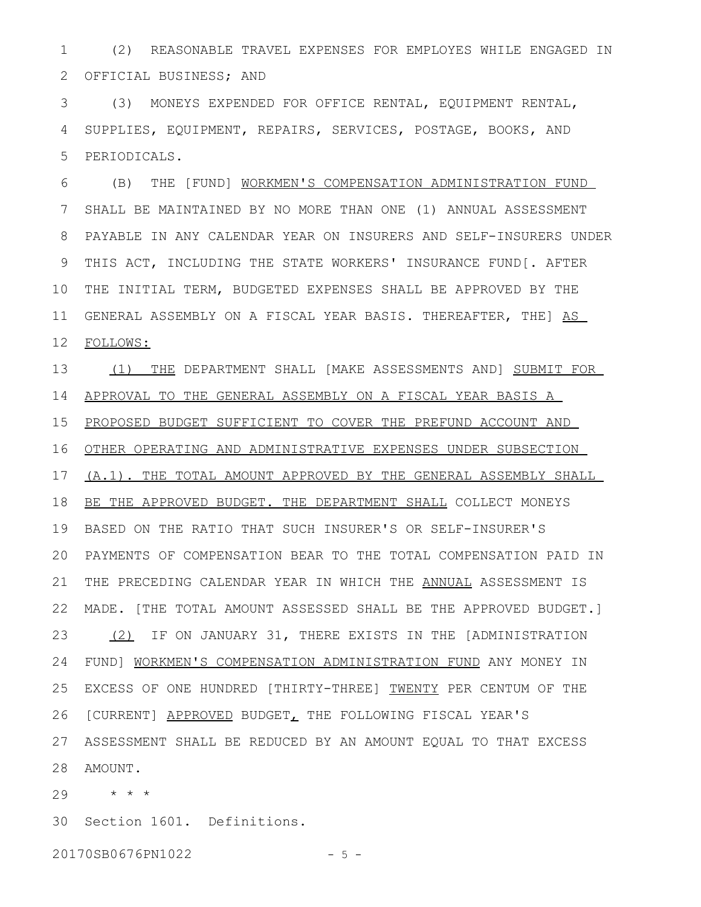(2) REASONABLE TRAVEL EXPENSES FOR EMPLOYES WHILE ENGAGED IN OFFICIAL BUSINESS; AND

(3) MONEYS EXPENDED FOR OFFICE RENTAL, EQUIPMENT RENTAL, SUPPLIES, EQUIPMENT, REPAIRS, SERVICES, POSTAGE, BOOKS, AND PERIODICALS.

(B) THE [FUND] <u>WORKMEN'S COMPENSATION ADMINISTRATION FUND</u> SHALL BE MAINTAINED BY NO MORE THAN ONE (1) ANNUAL ASSESSMENT PAYABLE IN ANY CALENDAR YEAR ON INSURERS AND SELF-INSURERS UNDER THIS ACT, INCLUDING THE STATE WORKERS' INSURANCE FUND[. AFTER THE INITIAL TERM, BUDGETED EXPENSES SHALL BE APPROVED BY THE GENERAL ASSEMBLY ON A FISCAL YEAR BASIS. THEREAFTER, THE] <u>AS FOLLOWS:</u>

<u>(1) THE</u> DEPARTMENT SHALL [MAKE ASSESSMENTS AND] <u>SUBMIT FOR APPROVAL TO THE GENERAL ASSEMBLY ON A FISCAL YEAR BASIS A PROPOSED BUDGET SUFFICIENT TO COVER THE PREFUND ACCOUNT AND OTHER OPERATING AND ADMINISTRATIVE EXPENSES UNDER SUBSECTION (A.1). THE TOTAL AMOUNT APPROVED BY THE GENERAL ASSEMBLY SHALL BE THE APPROVED BUDGET. THE DEPARTMENT SHALL</u> COLLECT MONEYS BASED ON THE RATIO THAT SUCH INSURER'S OR SELF-INSURER'S PAYMENTS OF COMPENSATION BEAR TO THE TOTAL COMPENSATION PAID IN THE PRECEDING CALENDAR YEAR IN WHICH THE <u>ANNUAL</u> ASSESSMENT IS MADE. [THE TOTAL AMOUNT ASSESSED SHALL BE THE APPROVED BUDGET.]

<u>(2)</u> IF ON JANUARY 31, THERE EXISTS IN THE [ADMINISTRATION FUND] <u>WORKMEN'S COMPENSATION ADMINISTRATION FUND</u> ANY MONEY IN EXCESS OF ONE HUNDRED [THIRTY-THREE] <u>TWENTY</u> PER CENTUM OF THE [CURRENT] <u>APPROVED</u> BUDGET<u>,</u> THE FOLLOWING FISCAL YEAR'S ASSESSMENT SHALL BE REDUCED BY AN AMOUNT EQUAL TO THAT EXCESS AMOUNT.

\* \* \*

Section 1601. Definitions.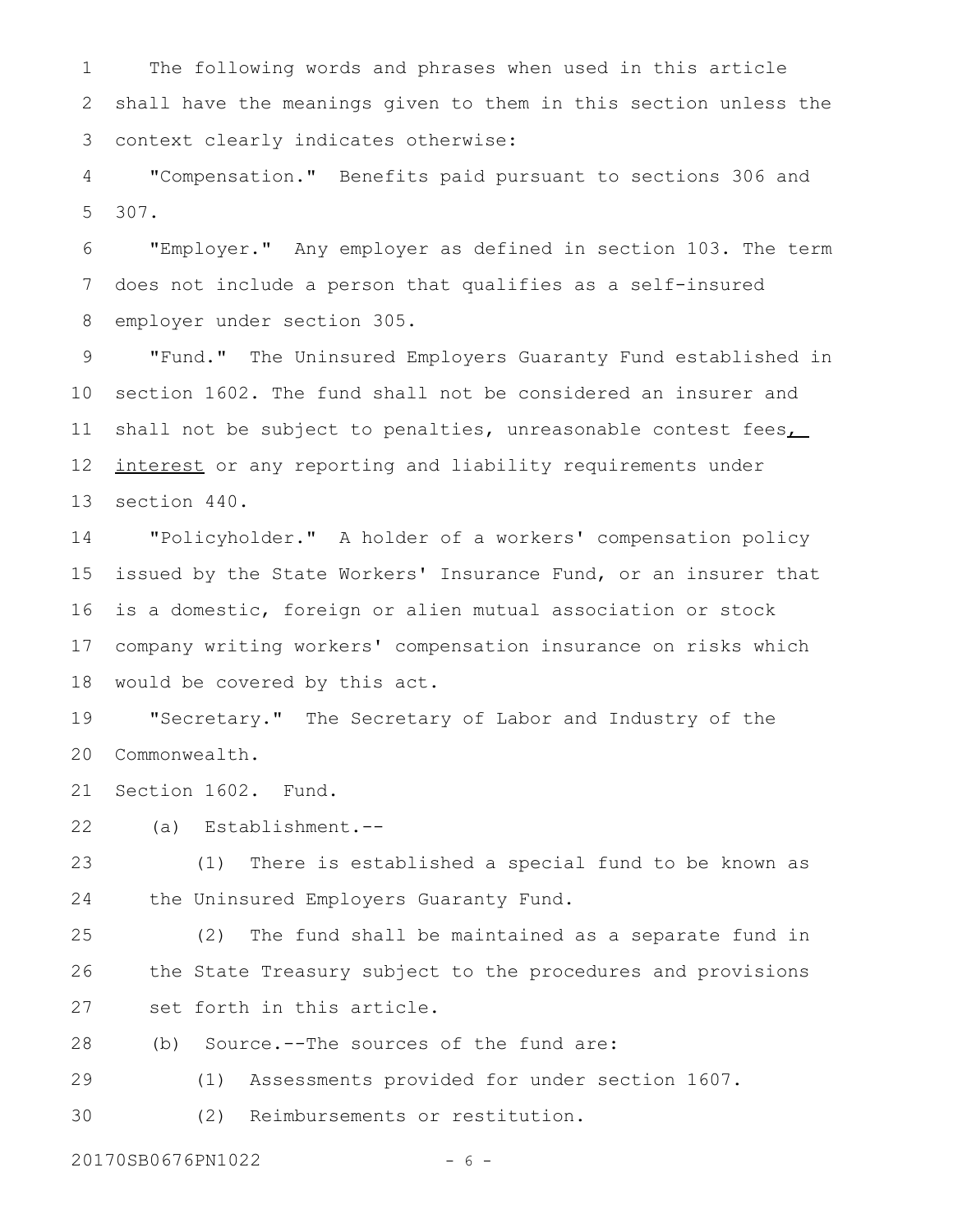The following words and phrases when used in this article shall have the meanings given to them in this section unless the context clearly indicates otherwise:

"Compensation." Benefits paid pursuant to sections 306 and 307.

"Employer." Any employer as defined in section 103. The term does not include a person that qualifies as a self-insured employer under section 305.

"Fund." The Uninsured Employers Guaranty Fund established in section 1602. The fund shall not be considered an insurer and shall not be subject to penalties, unreasonable contest fees, interest or any reporting and liability requirements under section 440.

"Policyholder." A holder of a workers' compensation policy issued by the State Workers' Insurance Fund, or an insurer that is a domestic, foreign or alien mutual association or stock company writing workers' compensation insurance on risks which would be covered by this act.

"Secretary." The Secretary of Labor and Industry of the Commonwealth.

Section 1602. Fund.

(a) Establishment.--

(1) There is established a special fund to be known as the Uninsured Employers Guaranty Fund.

(2) The fund shall be maintained as a separate fund in the State Treasury subject to the procedures and provisions set forth in this article.

(b) Source.--The sources of the fund are:

(1) Assessments provided for under section 1607.

(2) Reimbursements or restitution.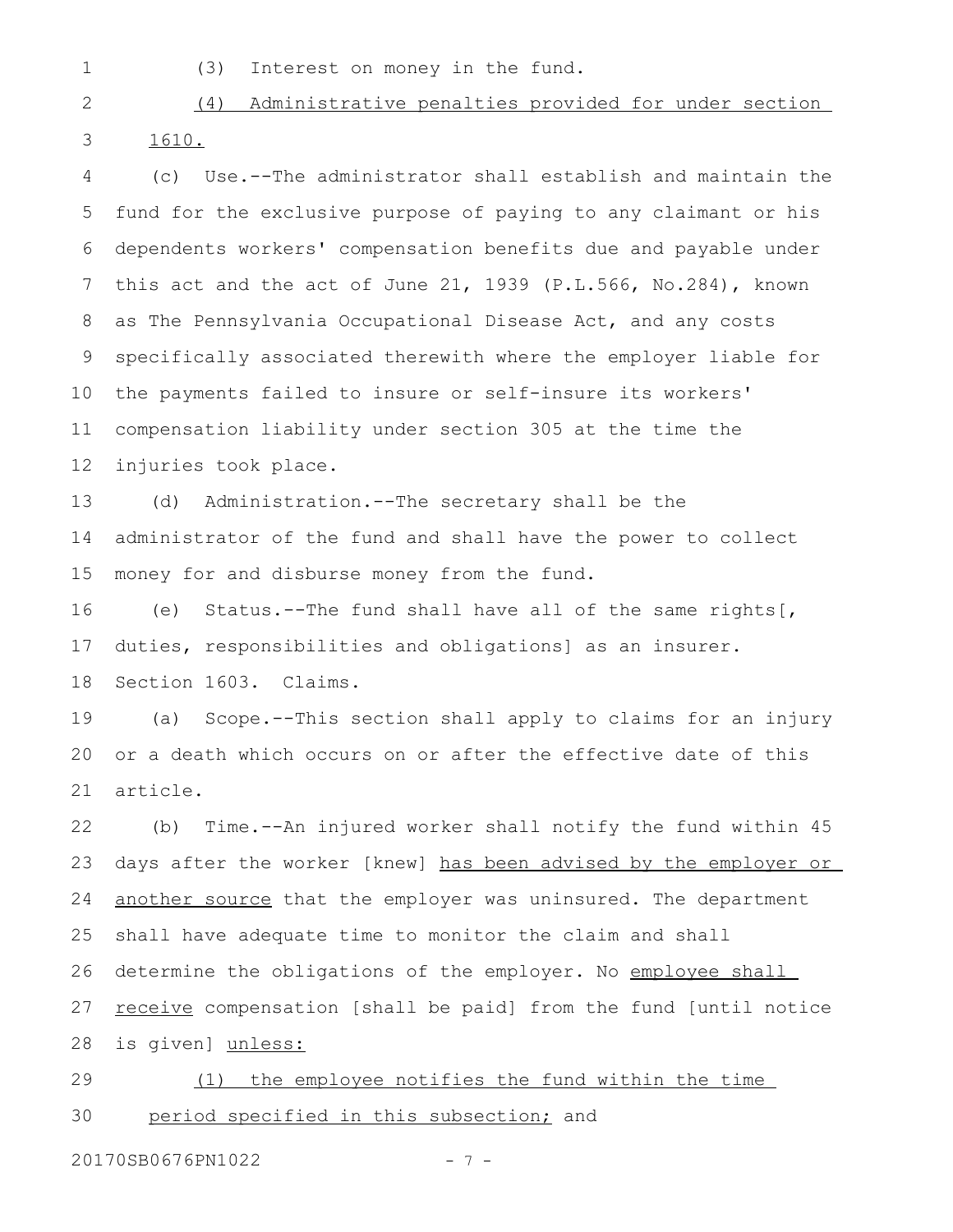(3) Interest on money in the fund.

(4) Administrative penalties provided for under section 1610.

(c) Use.--The administrator shall establish and maintain the fund for the exclusive purpose of paying to any claimant or his dependents workers' compensation benefits due and payable under this act and the act of June 21, 1939 (P.L.566, No.284), known as The Pennsylvania Occupational Disease Act, and any costs specifically associated therewith where the employer liable for the payments failed to insure or self-insure its workers' compensation liability under section 305 at the time the injuries took place.

(d) Administration.--The secretary shall be the administrator of the fund and shall have the power to collect money for and disburse money from the fund.

(e) Status.--The fund shall have all of the same rights[, duties, responsibilities and obligations] as an insurer.

Section 1603. Claims.

(a) Scope.--This section shall apply to claims for an injury or a death which occurs on or after the effective date of this article.

(b) Time.--An injured worker shall notify the fund within 45 days after the worker [knew] has been advised by the employer or another source that the employer was uninsured. The department shall have adequate time to monitor the claim and shall determine the obligations of the employer. No employee shall receive compensation [shall be paid] from the fund [until notice is given] unless:

(1) the employee notifies the fund within the time period specified in this subsection; and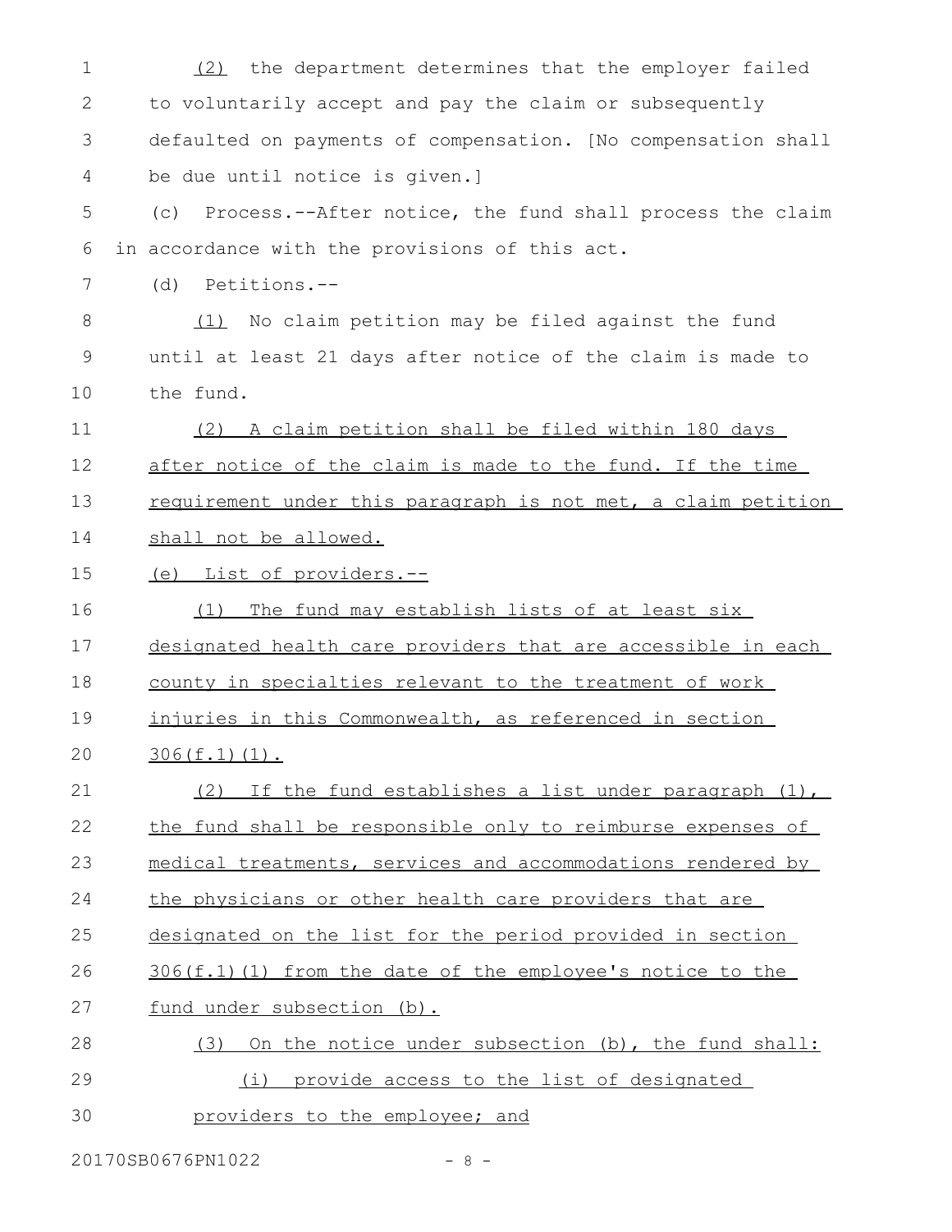(2) the department determines that the employer failed to voluntarily accept and pay the claim or subsequently defaulted on payments of compensation. [No compensation shall be due until notice is given.]

(c) Process.--After notice, the fund shall process the claim in accordance with the provisions of this act.

(d) Petitions.--

(1) No claim petition may be filed against the fund until at least 21 days after notice of the claim is made to the fund.

(2) A claim petition shall be filed within 180 days after notice of the claim is made to the fund. If the time requirement under this paragraph is not met, a claim petition shall not be allowed.

(e) List of providers.--

(1) The fund may establish lists of at least six designated health care providers that are accessible in each county in specialties relevant to the treatment of work injuries in this Commonwealth, as referenced in section 306(f.1)(1).

(2) If the fund establishes a list under paragraph (1), the fund shall be responsible only to reimburse expenses of medical treatments, services and accommodations rendered by the physicians or other health care providers that are designated on the list for the period provided in section 306(f.1)(1) from the date of the employee's notice to the fund under subsection (b).

(3) On the notice under subsection (b), the fund shall:

(i) provide access to the list of designated providers to the employee; and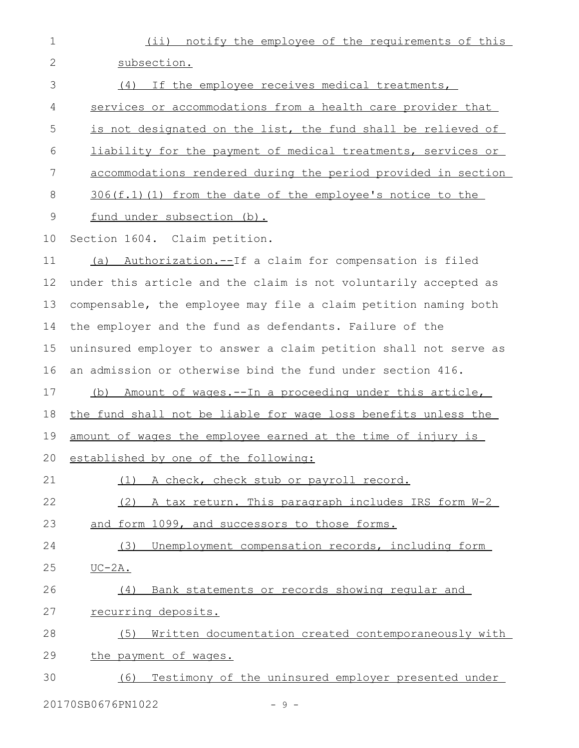(ii) notify the employee of the requirements of this subsection.

(4) If the employee receives medical treatments, services or accommodations from a health care provider that is not designated on the list, the fund shall be relieved of liability for the payment of medical treatments, services or accommodations rendered during the period provided in section 306(f.1)(1) from the date of the employee's notice to the fund under subsection (b).

Section 1604. Claim petition.

(a) Authorization.--If a claim for compensation is filed under this article and the claim is not voluntarily accepted as compensable, the employee may file a claim petition naming both the employer and the fund as defendants. Failure of the uninsured employer to answer a claim petition shall not serve as an admission or otherwise bind the fund under section 416.

(b) Amount of wages.--In a proceeding under this article, the fund shall not be liable for wage loss benefits unless the amount of wages the employee earned at the time of injury is established by one of the following:

(1) A check, check stub or payroll record.

(2) A tax return. This paragraph includes IRS form W-2 and form 1099, and successors to those forms.

(3) Unemployment compensation records, including form UC-2A.

(4) Bank statements or records showing regular and recurring deposits.

(5) Written documentation created contemporaneously with the payment of wages.

(6) Testimony of the uninsured employer presented under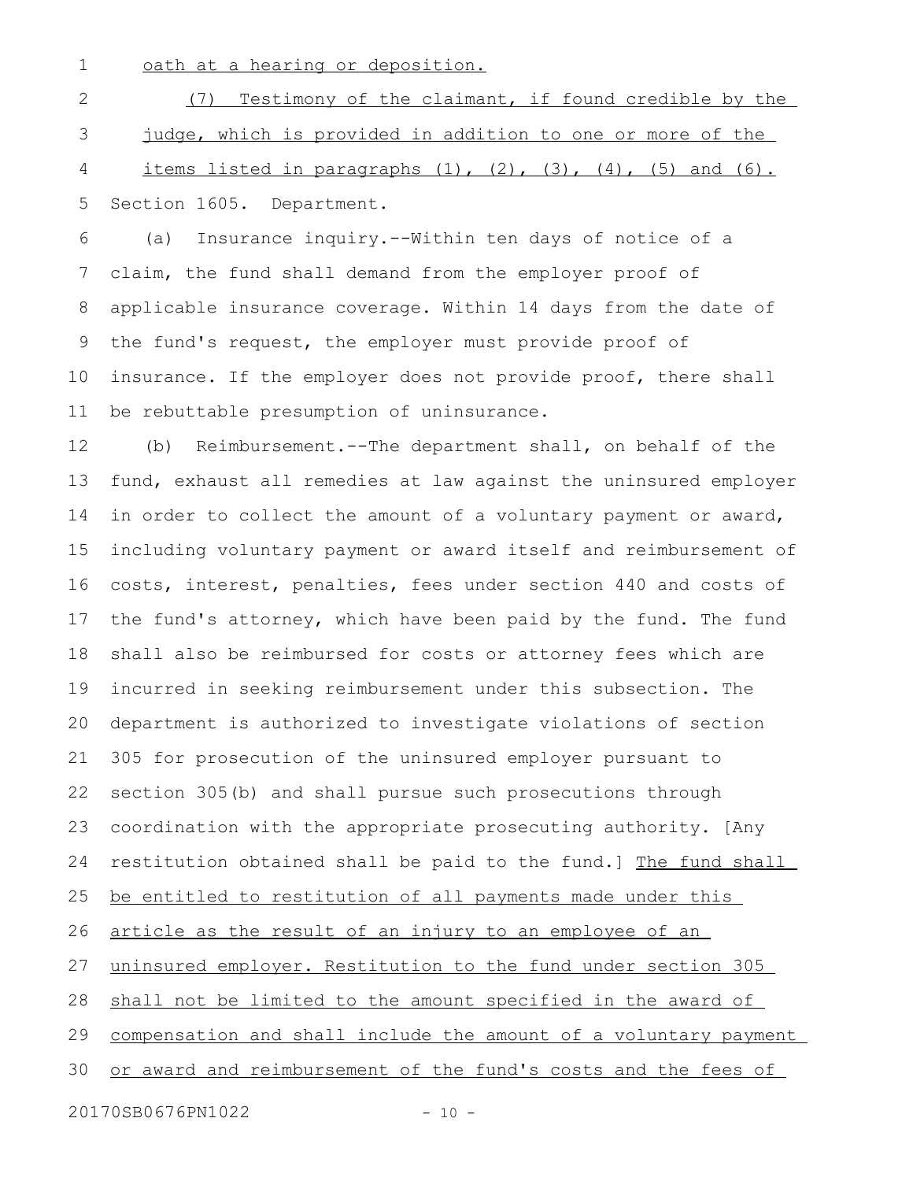oath at a hearing or deposition.

(7) Testimony of the claimant, if found credible by the judge, which is provided in addition to one or more of the items listed in paragraphs (1), (2), (3), (4), (5) and (6).

Section 1605. Department.

(a) Insurance inquiry.--Within ten days of notice of a claim, the fund shall demand from the employer proof of applicable insurance coverage. Within 14 days from the date of the fund's request, the employer must provide proof of insurance. If the employer does not provide proof, there shall be rebuttable presumption of uninsurance.

(b) Reimbursement.--The department shall, on behalf of the fund, exhaust all remedies at law against the uninsured employer in order to collect the amount of a voluntary payment or award, including voluntary payment or award itself and reimbursement of costs, interest, penalties, fees under section 440 and costs of the fund's attorney, which have been paid by the fund. The fund shall also be reimbursed for costs or attorney fees which are incurred in seeking reimbursement under this subsection. The department is authorized to investigate violations of section 305 for prosecution of the uninsured employer pursuant to section 305(b) and shall pursue such prosecutions through coordination with the appropriate prosecuting authority. [Any restitution obtained shall be paid to the fund.] The fund shall be entitled to restitution of all payments made under this article as the result of an injury to an employee of an uninsured employer. Restitution to the fund under section 305 shall not be limited to the amount specified in the award of compensation and shall include the amount of a voluntary payment or award and reimbursement of the fund's costs and the fees of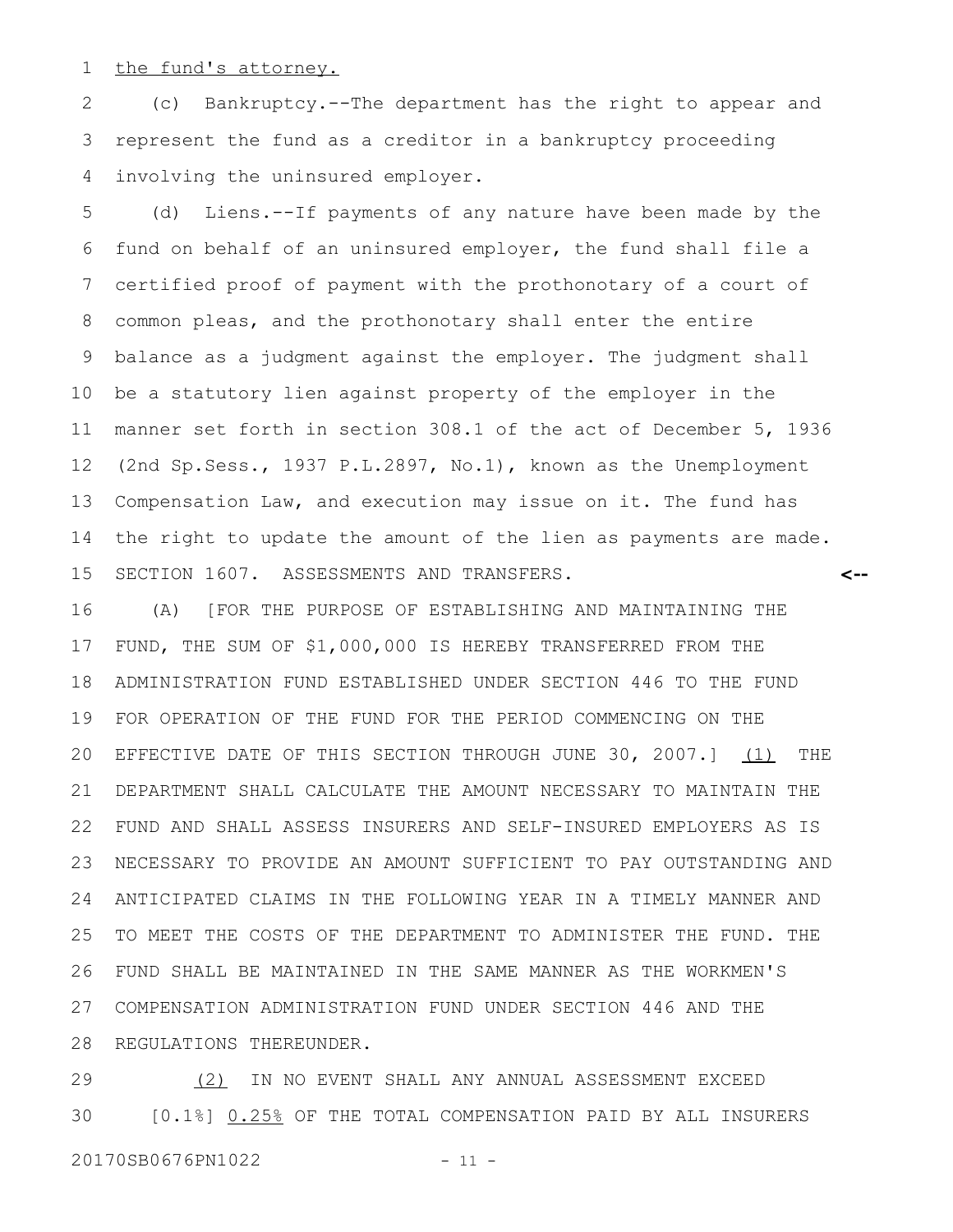the fund's attorney.

(c) Bankruptcy.--The department has the right to appear and represent the fund as a creditor in a bankruptcy proceeding involving the uninsured employer.

(d) Liens.--If payments of any nature have been made by the fund on behalf of an uninsured employer, the fund shall file a certified proof of payment with the prothonotary of a court of common pleas, and the prothonotary shall enter the entire balance as a judgment against the employer. The judgment shall be a statutory lien against property of the employer in the manner set forth in section 308.1 of the act of December 5, 1936 (2nd Sp.Sess., 1937 P.L.2897, No.1), known as the Unemployment Compensation Law, and execution may issue on it. The fund has the right to update the amount of the lien as payments are made.

SECTION 1607. ASSESSMENTS AND TRANSFERS.

(A) [FOR THE PURPOSE OF ESTABLISHING AND MAINTAINING THE FUND, THE SUM OF $1,000,000 IS HEREBY TRANSFERRED FROM THE ADMINISTRATION FUND ESTABLISHED UNDER SECTION 446 TO THE FUND FOR OPERATION OF THE FUND FOR THE PERIOD COMMENCING ON THE EFFECTIVE DATE OF THIS SECTION THROUGH JUNE 30, 2007.] (1) THE DEPARTMENT SHALL CALCULATE THE AMOUNT NECESSARY TO MAINTAIN THE FUND AND SHALL ASSESS INSURERS AND SELF-INSURED EMPLOYERS AS IS NECESSARY TO PROVIDE AN AMOUNT SUFFICIENT TO PAY OUTSTANDING AND ANTICIPATED CLAIMS IN THE FOLLOWING YEAR IN A TIMELY MANNER AND TO MEET THE COSTS OF THE DEPARTMENT TO ADMINISTER THE FUND. THE FUND SHALL BE MAINTAINED IN THE SAME MANNER AS THE WORKMEN'S COMPENSATION ADMINISTRATION FUND UNDER SECTION 446 AND THE REGULATIONS THEREUNDER.

(2) IN NO EVENT SHALL ANY ANNUAL ASSESSMENT EXCEED [0.1%] 0.25% OF THE TOTAL COMPENSATION PAID BY ALL INSURERS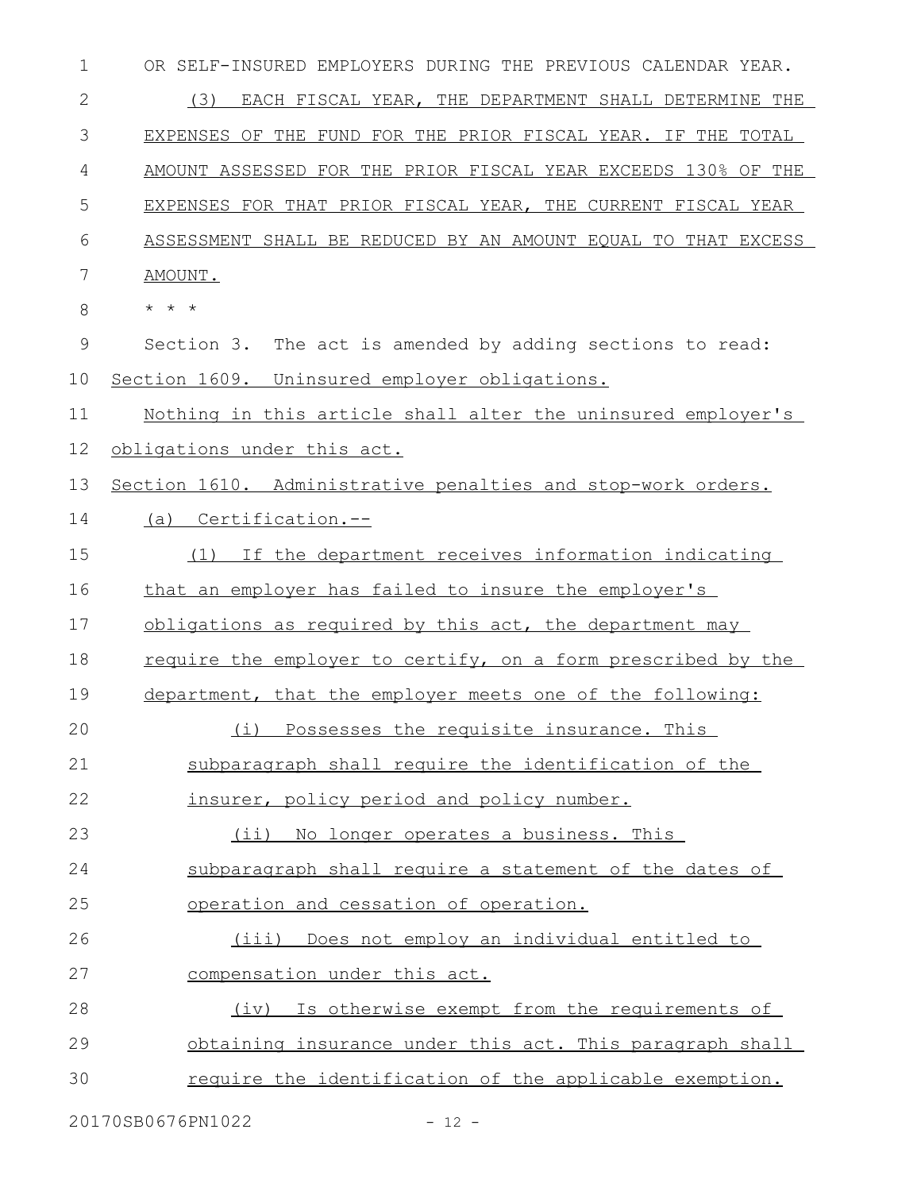OR SELF-INSURED EMPLOYERS DURING THE PREVIOUS CALENDAR YEAR.

(3) EACH FISCAL YEAR, THE DEPARTMENT SHALL DETERMINE THE EXPENSES OF THE FUND FOR THE PRIOR FISCAL YEAR. IF THE TOTAL AMOUNT ASSESSED FOR THE PRIOR FISCAL YEAR EXCEEDS 130% OF THE EXPENSES FOR THAT PRIOR FISCAL YEAR, THE CURRENT FISCAL YEAR ASSESSMENT SHALL BE REDUCED BY AN AMOUNT EQUAL TO THAT EXCESS AMOUNT.

* * *

Section 3. The act is amended by adding sections to read:

Section 1609. Uninsured employer obligations.

Nothing in this article shall alter the uninsured employer's obligations under this act.

Section 1610. Administrative penalties and stop-work orders.

(a) Certification.--

(1) If the department receives information indicating that an employer has failed to insure the employer's obligations as required by this act, the department may require the employer to certify, on a form prescribed by the department, that the employer meets one of the following:

(i) Possesses the requisite insurance. This subparagraph shall require the identification of the insurer, policy period and policy number.

(ii) No longer operates a business. This subparagraph shall require a statement of the dates of operation and cessation of operation.

(iii) Does not employ an individual entitled to compensation under this act.

(iv) Is otherwise exempt from the requirements of obtaining insurance under this act. This paragraph shall require the identification of the applicable exemption.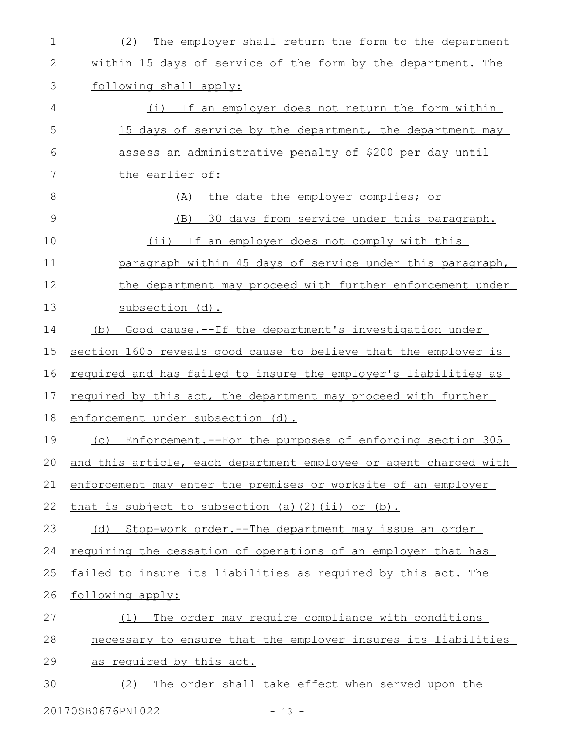(2) The employer shall return the form to the department within 15 days of service of the form by the department. The following shall apply:

(i) If an employer does not return the form within 15 days of service by the department, the department may assess an administrative penalty of $200 per day until the earlier of:

(A) the date the employer complies; or

(B) 30 days from service under this paragraph.

(ii) If an employer does not comply with this paragraph within 45 days of service under this paragraph, the department may proceed with further enforcement under subsection (d).

(b) Good cause.--If the department's investigation under section 1605 reveals good cause to believe that the employer is required and has failed to insure the employer's liabilities as required by this act, the department may proceed with further enforcement under subsection (d).

(c) Enforcement.--For the purposes of enforcing section 305 and this article, each department employee or agent charged with enforcement may enter the premises or worksite of an employer that is subject to subsection (a)(2)(ii) or (b).

(d) Stop-work order.--The department may issue an order requiring the cessation of operations of an employer that has failed to insure its liabilities as required by this act. The following apply:

(1) The order may require compliance with conditions necessary to ensure that the employer insures its liabilities as required by this act.

(2) The order shall take effect when served upon the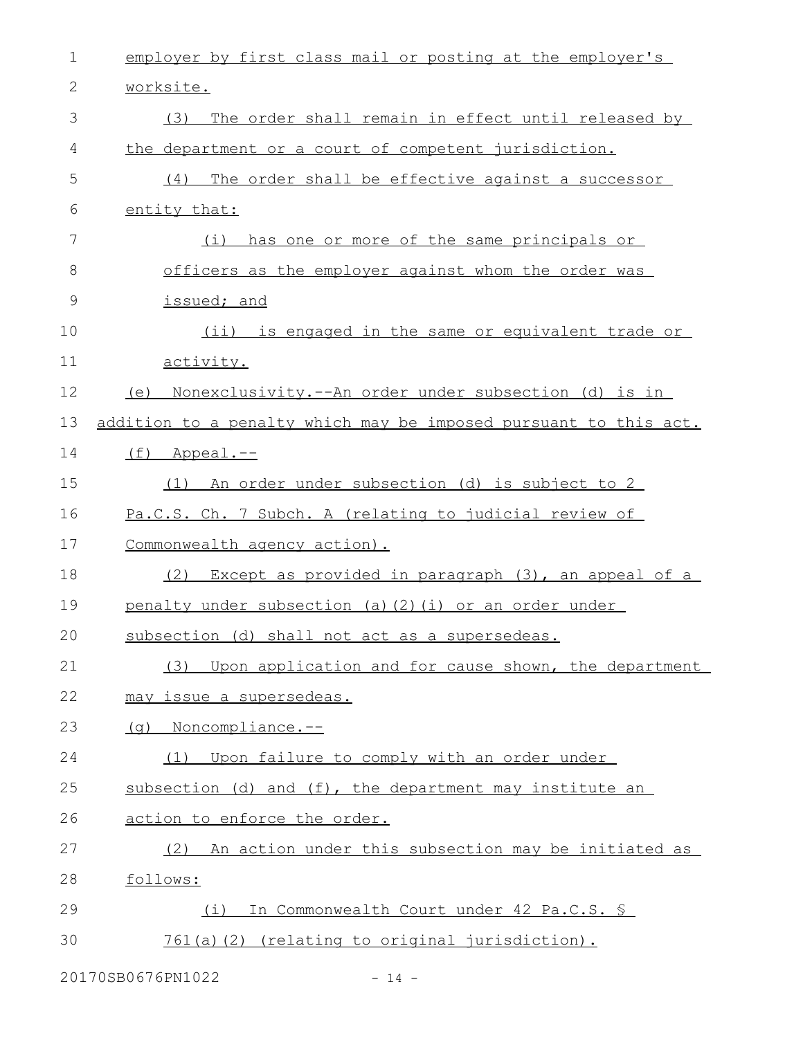employer by first class mail or posting at the employer's worksite.

(3) The order shall remain in effect until released by the department or a court of competent jurisdiction.

(4) The order shall be effective against a successor entity that:

(i) has one or more of the same principals or officers as the employer against whom the order was issued; and

(ii) is engaged in the same or equivalent trade or activity.

(e) Nonexclusivity.--An order under subsection (d) is in addition to a penalty which may be imposed pursuant to this act.

(f) Appeal.--

(1) An order under subsection (d) is subject to 2 Pa.C.S. Ch. 7 Subch. A (relating to judicial review of Commonwealth agency action).

(2) Except as provided in paragraph (3), an appeal of a penalty under subsection (a)(2)(i) or an order under subsection (d) shall not act as a supersedeas.

(3) Upon application and for cause shown, the department may issue a supersedeas.

(g) Noncompliance.--

(1) Upon failure to comply with an order under subsection (d) and (f), the department may institute an action to enforce the order.

(2) An action under this subsection may be initiated as follows:

(i) In Commonwealth Court under 42 Pa.C.S. § 761(a)(2) (relating to original jurisdiction).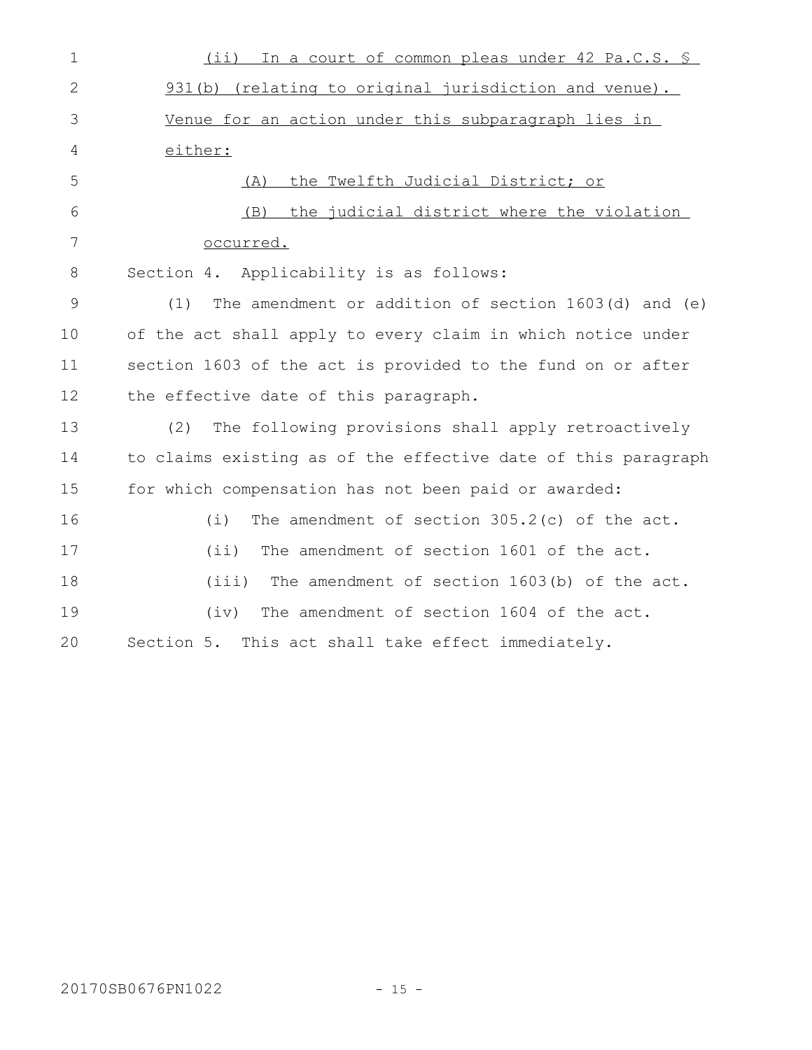(ii) In a court of common pleas under 42 Pa.C.S. § 931(b) (relating to original jurisdiction and venue). Venue for an action under this subparagraph lies in either:

(A) the Twelfth Judicial District; or

(B) the judicial district where the violation occurred.

Section 4. Applicability is as follows:

(1) The amendment or addition of section 1603(d) and (e) of the act shall apply to every claim in which notice under section 1603 of the act is provided to the fund on or after the effective date of this paragraph.

(2) The following provisions shall apply retroactively to claims existing as of the effective date of this paragraph for which compensation has not been paid or awarded:

(i) The amendment of section 305.2(c) of the act.

(ii) The amendment of section 1601 of the act.

(iii) The amendment of section 1603(b) of the act.

(iv) The amendment of section 1604 of the act.

Section 5. This act shall take effect immediately.